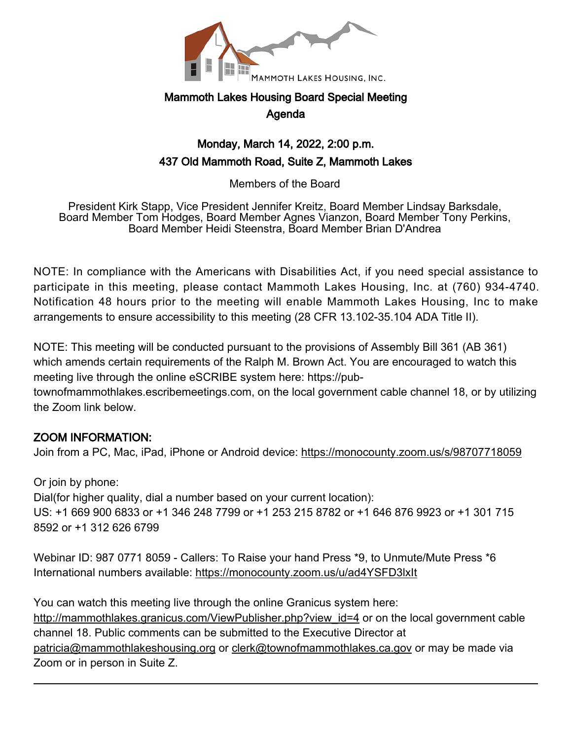MAMMOTH LAKES HOUSING, INC.

# Mammoth Lakes Housing Board Special Meeting
## Agenda

### Monday, March 14, 2022, 2:00 p.m.
### 437 Old Mammoth Road, Suite Z, Mammoth Lakes

Members of the Board

President Kirk Stapp, Vice President Jennifer Kreitz, Board Member Lindsay Barksdale, Board Member Tom Hodges, Board Member Agnes Vianzon, Board Member Tony Perkins, Board Member Heidi Steenstra, Board Member Brian D'Andrea

NOTE: In compliance with the Americans with Disabilities Act, if you need special assistance to participate in this meeting, please contact Mammoth Lakes Housing, Inc. at (760) 934-4740. Notification 48 hours prior to the meeting will enable Mammoth Lakes Housing, Inc to make arrangements to ensure accessibility to this meeting (28 CFR 13.102-35.104 ADA Title II).

NOTE: This meeting will be conducted pursuant to the provisions of Assembly Bill 361 (AB 361) which amends certain requirements of the Ralph M. Brown Act. You are encouraged to watch this meeting live through the online eSCRIBE system here: https://pub-townofmammothlakes.escribemeetings.com, on the local government cable channel 18, or by utilizing the Zoom link below.

**ZOOM INFORMATION:**

Join from a PC, Mac, iPad, iPhone or Android device: https://monocounty.zoom.us/s/98707718059

Or join by phone:

Dial(for higher quality, dial a number based on your current location):

US: +1 669 900 6833 or +1 346 248 7799 or +1 253 215 8782 or +1 646 876 9923 or +1 301 715 8592 or +1 312 626 6799

Webinar ID: 987 0771 8059 - Callers: To Raise your hand Press *9, to Unmute/Mute Press *6

International numbers available: https://monocounty.zoom.us/u/ad4YSFD3lxIt

You can watch this meeting live through the online Granicus system here: http://mammothlakes.granicus.com/ViewPublisher.php?view_id=4 or on the local government cable channel 18. Public comments can be submitted to the Executive Director at patricia@mammothlakeshousing.org or clerk@townofmammothlakes.ca.gov or may be made via Zoom or in person in Suite Z.

---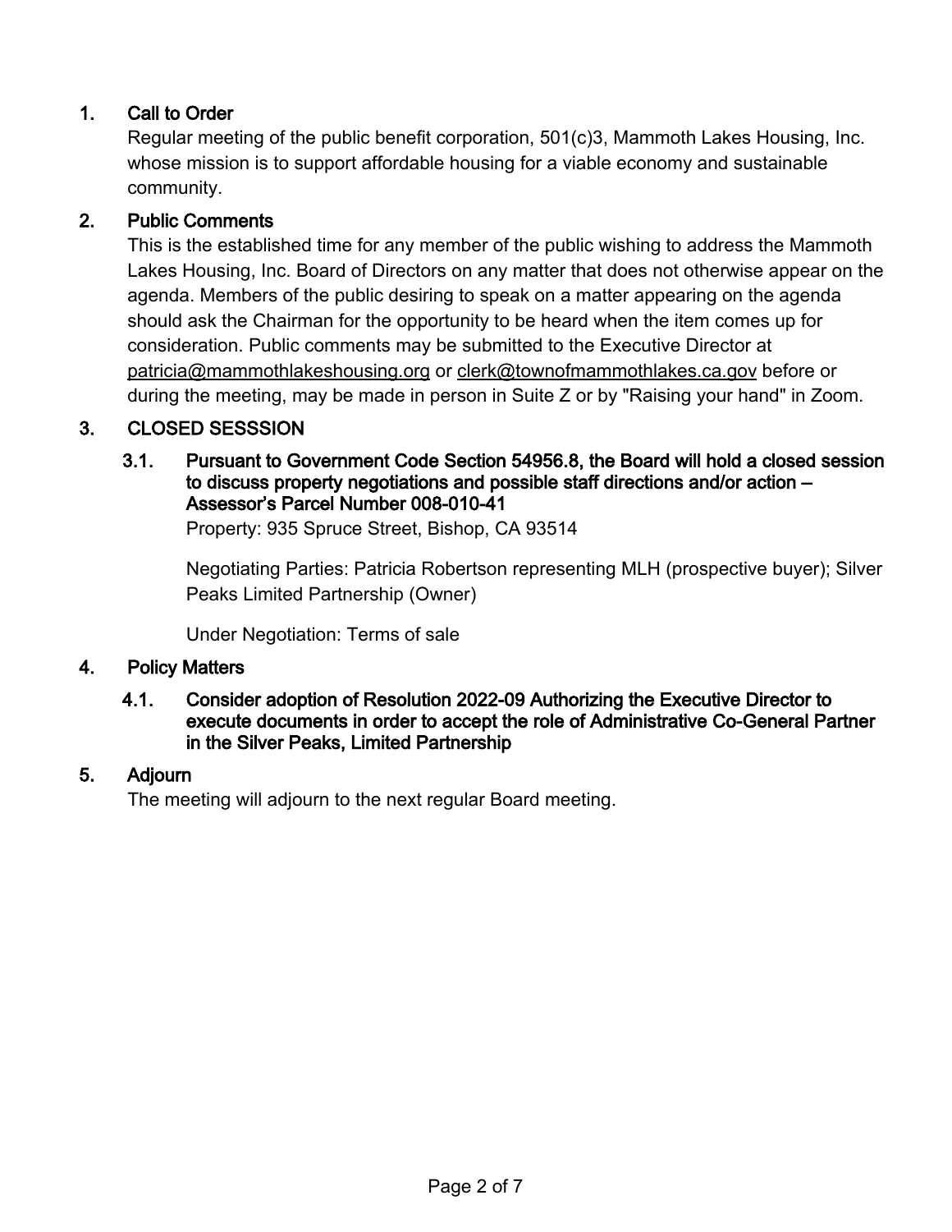## 1. Call to Order

Regular meeting of the public benefit corporation, 501(c)3, Mammoth Lakes Housing, Inc. whose mission is to support affordable housing for a viable economy and sustainable community.

## 2. Public Comments

This is the established time for any member of the public wishing to address the Mammoth Lakes Housing, Inc. Board of Directors on any matter that does not otherwise appear on the agenda. Members of the public desiring to speak on a matter appearing on the agenda should ask the Chairman for the opportunity to be heard when the item comes up for consideration. Public comments may be submitted to the Executive Director at patricia@mammothlakeshousing.org or clerk@townofmammothlakes.ca.gov before or during the meeting, may be made in person in Suite Z or by "Raising your hand" in Zoom.

## 3. CLOSED SESSSION

### 3.1. Pursuant to Government Code Section 54956.8, the Board will hold a closed session to discuss property negotiations and possible staff directions and/or action – Assessor's Parcel Number 008-010-41

Property: 935 Spruce Street, Bishop, CA 93514

Negotiating Parties: Patricia Robertson representing MLH (prospective buyer); Silver Peaks Limited Partnership (Owner)

Under Negotiation: Terms of sale

## 4. Policy Matters

### 4.1. Consider adoption of Resolution 2022-09 Authorizing the Executive Director to execute documents in order to accept the role of Administrative Co-General Partner in the Silver Peaks, Limited Partnership

## 5. Adjourn

The meeting will adjourn to the next regular Board meeting.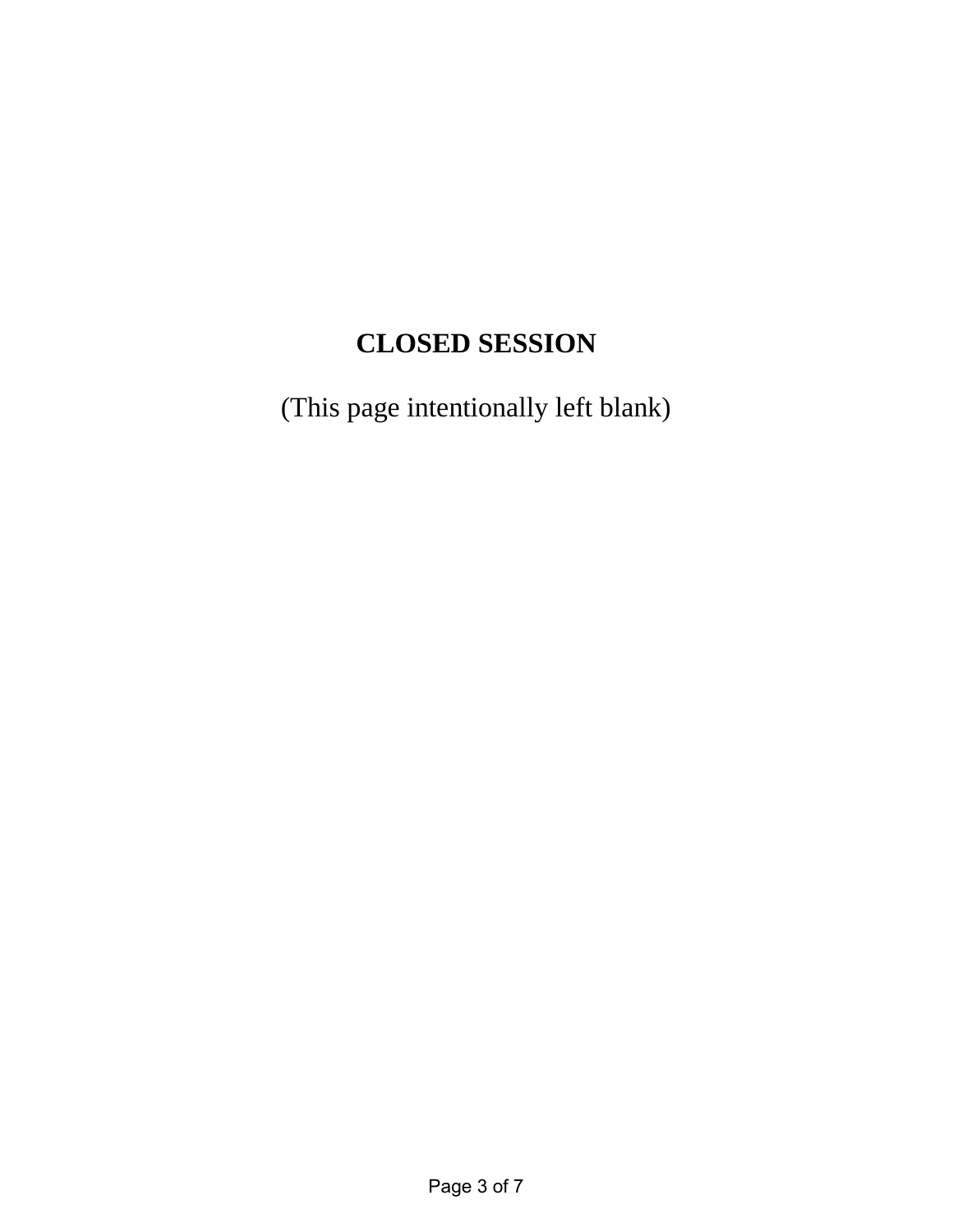**CLOSED SESSION**

(This page intentionally left blank)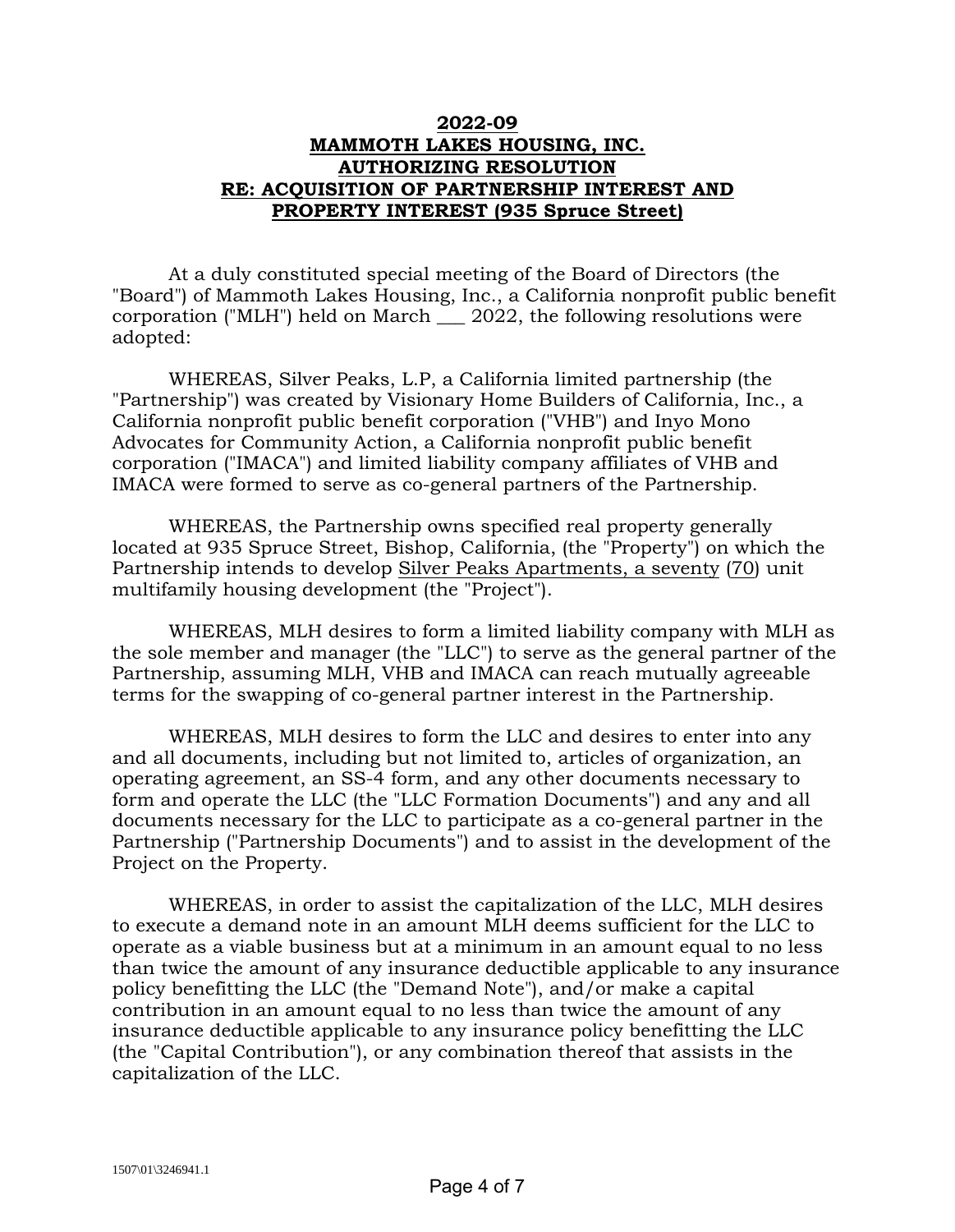# 2022-09
# MAMMOTH LAKES HOUSING, INC.
# AUTHORIZING RESOLUTION
# RE: ACQUISITION OF PARTNERSHIP INTEREST AND PROPERTY INTEREST (935 Spruce Street)

At a duly constituted special meeting of the Board of Directors (the "Board") of Mammoth Lakes Housing, Inc., a California nonprofit public benefit corporation ("MLH") held on March ___ 2022, the following resolutions were adopted:

WHEREAS, Silver Peaks, L.P, a California limited partnership (the "Partnership") was created by Visionary Home Builders of California, Inc., a California nonprofit public benefit corporation ("VHB") and Inyo Mono Advocates for Community Action, a California nonprofit public benefit corporation ("IMACA") and limited liability company affiliates of VHB and IMACA were formed to serve as co-general partners of the Partnership.

WHEREAS, the Partnership owns specified real property generally located at 935 Spruce Street, Bishop, California, (the "Property") on which the Partnership intends to develop Silver Peaks Apartments, a seventy (70) unit multifamily housing development (the "Project").

WHEREAS, MLH desires to form a limited liability company with MLH as the sole member and manager (the "LLC") to serve as the general partner of the Partnership, assuming MLH, VHB and IMACA can reach mutually agreeable terms for the swapping of co-general partner interest in the Partnership.

WHEREAS, MLH desires to form the LLC and desires to enter into any and all documents, including but not limited to, articles of organization, an operating agreement, an SS-4 form, and any other documents necessary to form and operate the LLC (the "LLC Formation Documents") and any and all documents necessary for the LLC to participate as a co-general partner in the Partnership ("Partnership Documents") and to assist in the development of the Project on the Property.

WHEREAS, in order to assist the capitalization of the LLC, MLH desires to execute a demand note in an amount MLH deems sufficient for the LLC to operate as a viable business but at a minimum in an amount equal to no less than twice the amount of any insurance deductible applicable to any insurance policy benefitting the LLC (the "Demand Note"), and/or make a capital contribution in an amount equal to no less than twice the amount of any insurance deductible applicable to any insurance policy benefitting the LLC (the "Capital Contribution"), or any combination thereof that assists in the capitalization of the LLC.

1507\01\3246941.1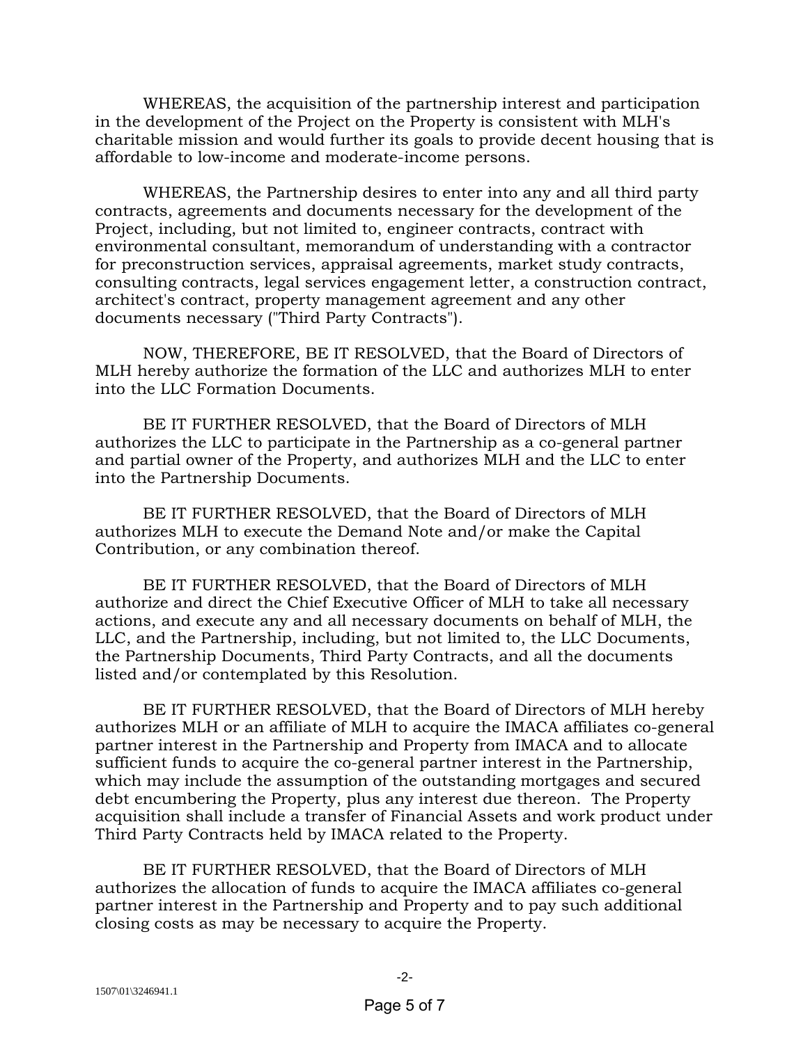WHEREAS, the acquisition of the partnership interest and participation in the development of the Project on the Property is consistent with MLH's charitable mission and would further its goals to provide decent housing that is affordable to low-income and moderate-income persons.

WHEREAS, the Partnership desires to enter into any and all third party contracts, agreements and documents necessary for the development of the Project, including, but not limited to, engineer contracts, contract with environmental consultant, memorandum of understanding with a contractor for preconstruction services, appraisal agreements, market study contracts, consulting contracts, legal services engagement letter, a construction contract, architect's contract, property management agreement and any other documents necessary ("Third Party Contracts").

NOW, THEREFORE, BE IT RESOLVED, that the Board of Directors of MLH hereby authorize the formation of the LLC and authorizes MLH to enter into the LLC Formation Documents.

BE IT FURTHER RESOLVED, that the Board of Directors of MLH authorizes the LLC to participate in the Partnership as a co-general partner and partial owner of the Property, and authorizes MLH and the LLC to enter into the Partnership Documents.

BE IT FURTHER RESOLVED, that the Board of Directors of MLH authorizes MLH to execute the Demand Note and/or make the Capital Contribution, or any combination thereof.

BE IT FURTHER RESOLVED, that the Board of Directors of MLH authorize and direct the Chief Executive Officer of MLH to take all necessary actions, and execute any and all necessary documents on behalf of MLH, the LLC, and the Partnership, including, but not limited to, the LLC Documents, the Partnership Documents, Third Party Contracts, and all the documents listed and/or contemplated by this Resolution.

BE IT FURTHER RESOLVED, that the Board of Directors of MLH hereby authorizes MLH or an affiliate of MLH to acquire the IMACA affiliates co-general partner interest in the Partnership and Property from IMACA and to allocate sufficient funds to acquire the co-general partner interest in the Partnership, which may include the assumption of the outstanding mortgages and secured debt encumbering the Property, plus any interest due thereon. The Property acquisition shall include a transfer of Financial Assets and work product under Third Party Contracts held by IMACA related to the Property.

BE IT FURTHER RESOLVED, that the Board of Directors of MLH authorizes the allocation of funds to acquire the IMACA affiliates co-general partner interest in the Partnership and Property and to pay such additional closing costs as may be necessary to acquire the Property.

1507\01\3246941.1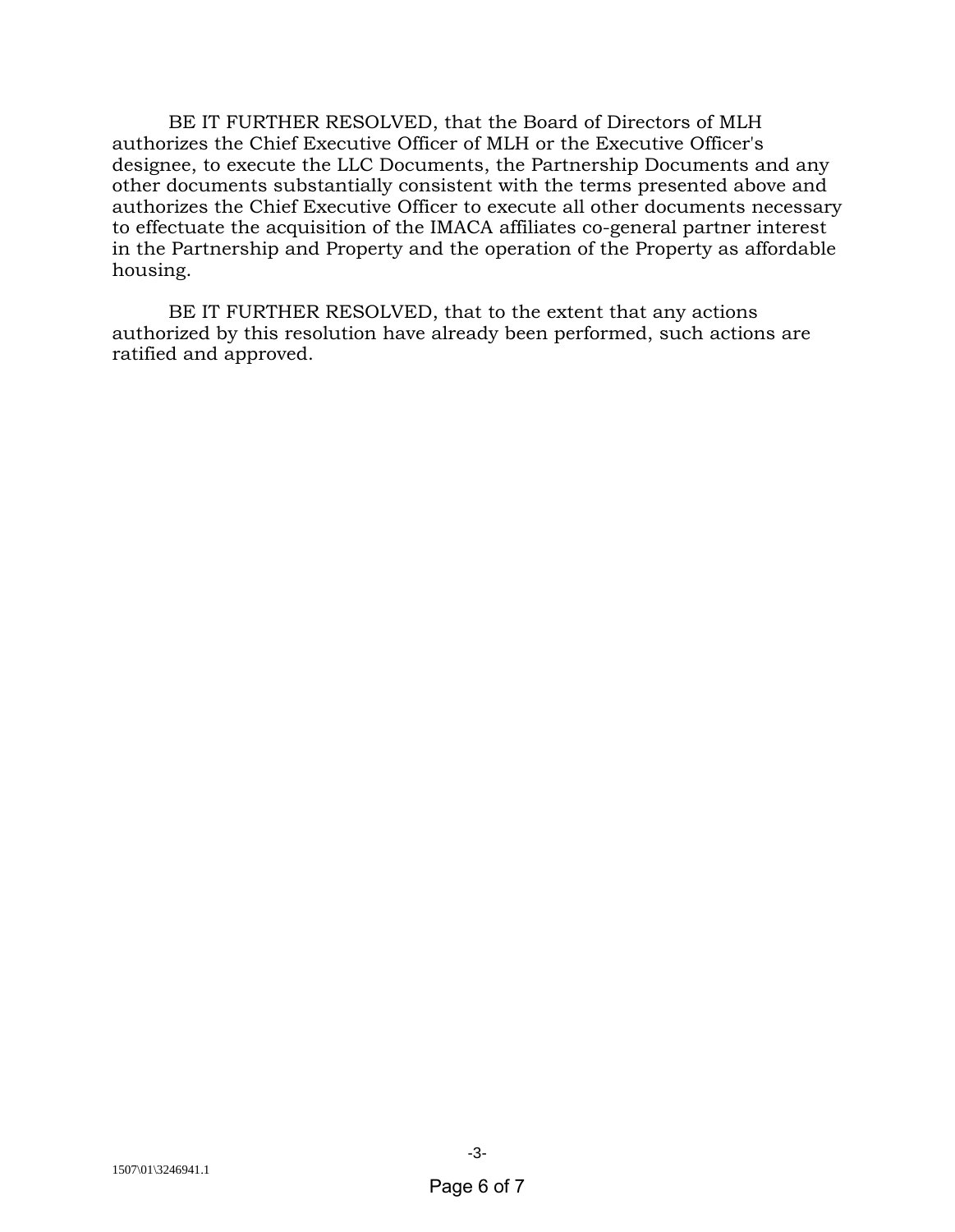BE IT FURTHER RESOLVED, that the Board of Directors of MLH authorizes the Chief Executive Officer of MLH or the Executive Officer's designee, to execute the LLC Documents, the Partnership Documents and any other documents substantially consistent with the terms presented above and authorizes the Chief Executive Officer to execute all other documents necessary to effectuate the acquisition of the IMACA affiliates co-general partner interest in the Partnership and Property and the operation of the Property as affordable housing.

BE IT FURTHER RESOLVED, that to the extent that any actions authorized by this resolution have already been performed, such actions are ratified and approved.

1507\01\3246941.1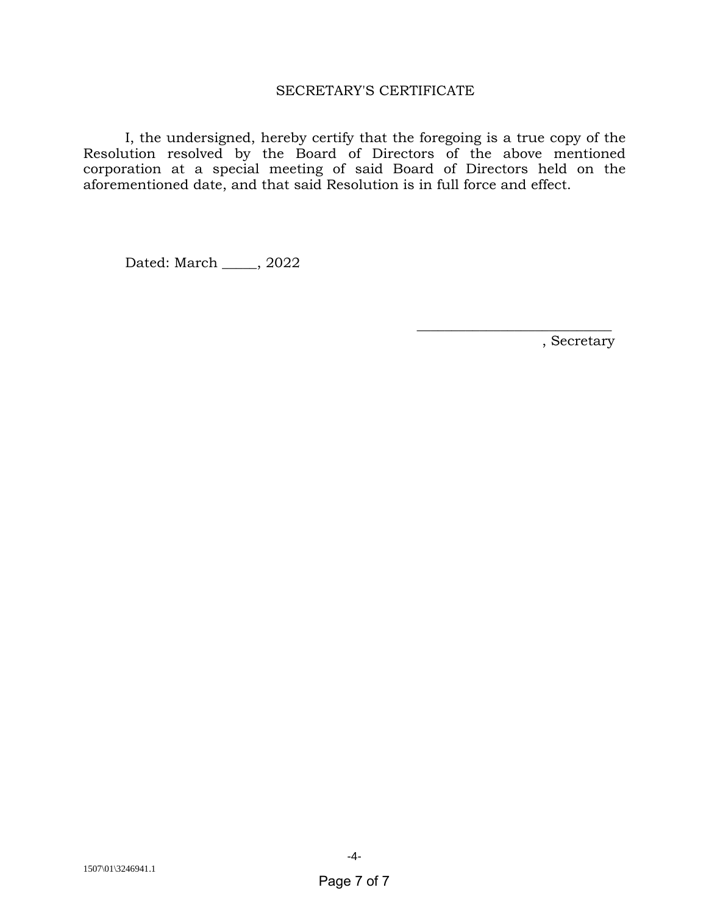## SECRETARY'S CERTIFICATE

I, the undersigned, hereby certify that the foregoing is a true copy of the Resolution resolved by the Board of Directors of the above mentioned corporation at a special meeting of said Board of Directors held on the aforementioned date, and that said Resolution is in full force and effect.

Dated: March _____, 2022

____________________________
, Secretary

1507\01\3246941.1